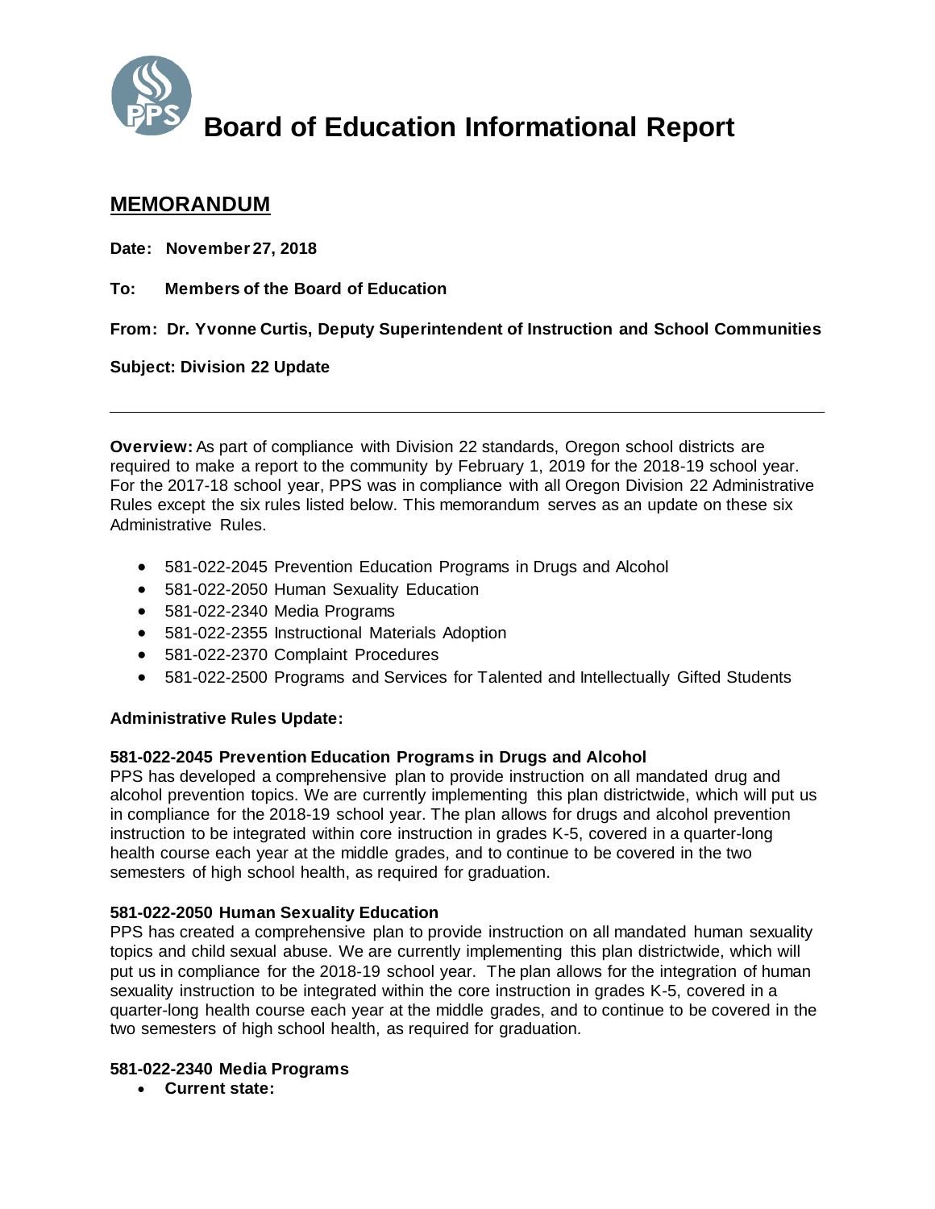# Board of Education Informational Report

## MEMORANDUM

**Date: November 27, 2018**

**To: Members of the Board of Education**

**From: Dr. Yvonne Curtis, Deputy Superintendent of Instruction and School Communities**

**Subject: Division 22 Update**

---

**Overview:** As part of compliance with Division 22 standards, Oregon school districts are required to make a report to the community by February 1, 2019 for the 2018-19 school year. For the 2017-18 school year, PPS was in compliance with all Oregon Division 22 Administrative Rules except the six rules listed below. This memorandum serves as an update on these six Administrative Rules.

- 581-022-2045 Prevention Education Programs in Drugs and Alcohol
- 581-022-2050 Human Sexuality Education
- 581-022-2340 Media Programs
- 581-022-2355 Instructional Materials Adoption
- 581-022-2370 Complaint Procedures
- 581-022-2500 Programs and Services for Talented and Intellectually Gifted Students

**Administrative Rules Update:**

**581-022-2045 Prevention Education Programs in Drugs and Alcohol**
PPS has developed a comprehensive plan to provide instruction on all mandated drug and alcohol prevention topics. We are currently implementing this plan districtwide, which will put us in compliance for the 2018-19 school year. The plan allows for drugs and alcohol prevention instruction to be integrated within core instruction in grades K-5, covered in a quarter-long health course each year at the middle grades, and to continue to be covered in the two semesters of high school health, as required for graduation.

**581-022-2050 Human Sexuality Education**
PPS has created a comprehensive plan to provide instruction on all mandated human sexuality topics and child sexual abuse. We are currently implementing this plan districtwide, which will put us in compliance for the 2018-19 school year. The plan allows for the integration of human sexuality instruction to be integrated within the core instruction in grades K-5, covered in a quarter-long health course each year at the middle grades, and to continue to be covered in the two semesters of high school health, as required for graduation.

**581-022-2340 Media Programs**

- **Current state:**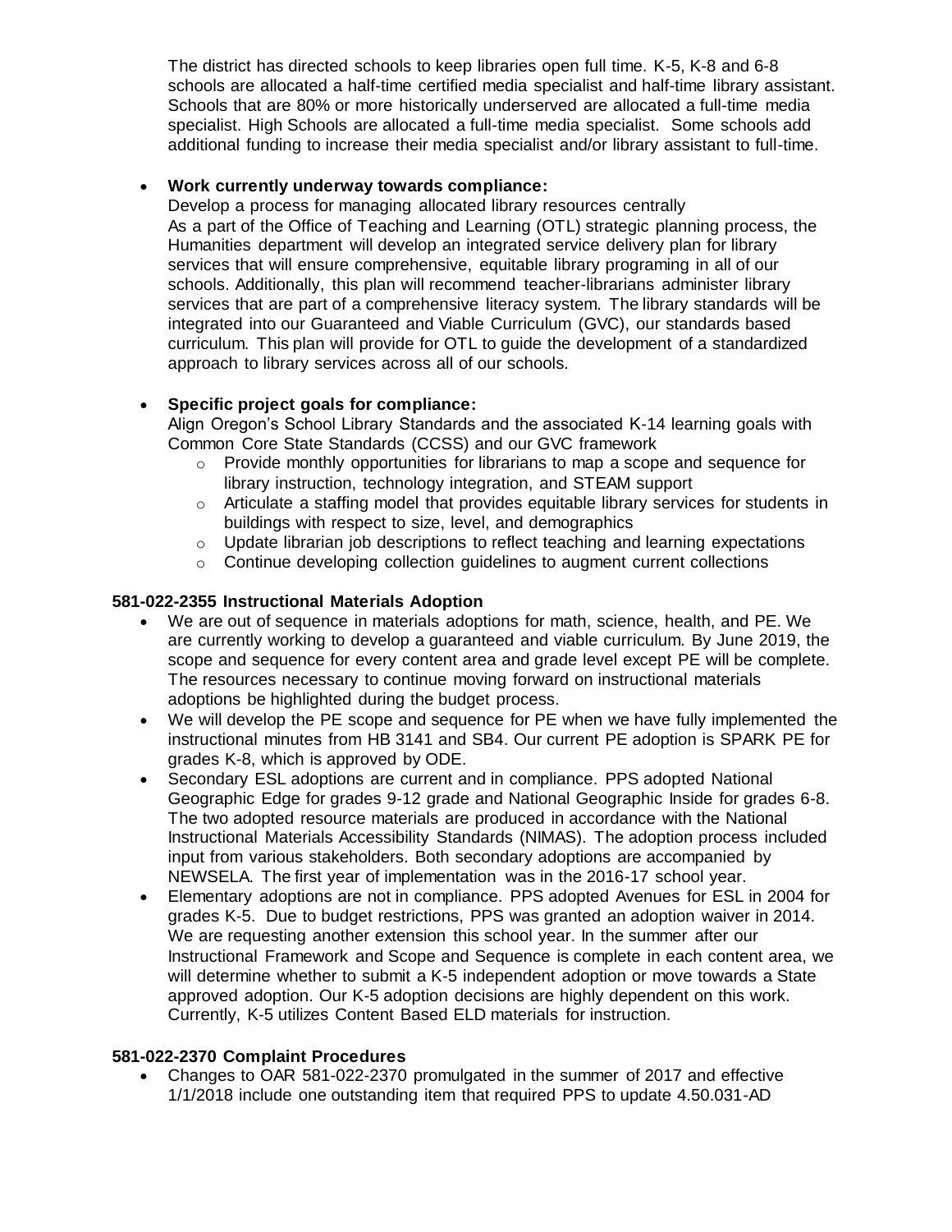The district has directed schools to keep libraries open full time. K-5, K-8 and 6-8 schools are allocated a half-time certified media specialist and half-time library assistant. Schools that are 80% or more historically underserved are allocated a full-time media specialist. High Schools are allocated a full-time media specialist. Some schools add additional funding to increase their media specialist and/or library assistant to full-time.

- **Work currently underway towards compliance:**
  Develop a process for managing allocated library resources centrally
  As a part of the Office of Teaching and Learning (OTL) strategic planning process, the Humanities department will develop an integrated service delivery plan for library services that will ensure comprehensive, equitable library programing in all of our schools. Additionally, this plan will recommend teacher-librarians administer library services that are part of a comprehensive literacy system. The library standards will be integrated into our Guaranteed and Viable Curriculum (GVC), our standards based curriculum. This plan will provide for OTL to guide the development of a standardized approach to library services across all of our schools.

- **Specific project goals for compliance:**
  Align Oregon's School Library Standards and the associated K-14 learning goals with Common Core State Standards (CCSS) and our GVC framework
  - Provide monthly opportunities for librarians to map a scope and sequence for library instruction, technology integration, and STEAM support
  - Articulate a staffing model that provides equitable library services for students in buildings with respect to size, level, and demographics
  - Update librarian job descriptions to reflect teaching and learning expectations
  - Continue developing collection guidelines to augment current collections

**581-022-2355 Instructional Materials Adoption**

- We are out of sequence in materials adoptions for math, science, health, and PE. We are currently working to develop a guaranteed and viable curriculum. By June 2019, the scope and sequence for every content area and grade level except PE will be complete. The resources necessary to continue moving forward on instructional materials adoptions be highlighted during the budget process.
- We will develop the PE scope and sequence for PE when we have fully implemented the instructional minutes from HB 3141 and SB4. Our current PE adoption is SPARK PE for grades K-8, which is approved by ODE.
- Secondary ESL adoptions are current and in compliance. PPS adopted National Geographic Edge for grades 9-12 grade and National Geographic Inside for grades 6-8. The two adopted resource materials are produced in accordance with the National Instructional Materials Accessibility Standards (NIMAS). The adoption process included input from various stakeholders. Both secondary adoptions are accompanied by NEWSELA. The first year of implementation was in the 2016-17 school year.
- Elementary adoptions are not in compliance. PPS adopted Avenues for ESL in 2004 for grades K-5. Due to budget restrictions, PPS was granted an adoption waiver in 2014. We are requesting another extension this school year. In the summer after our Instructional Framework and Scope and Sequence is complete in each content area, we will determine whether to submit a K-5 independent adoption or move towards a State approved adoption. Our K-5 adoption decisions are highly dependent on this work. Currently, K-5 utilizes Content Based ELD materials for instruction.

**581-022-2370 Complaint Procedures**

- Changes to OAR 581-022-2370 promulgated in the summer of 2017 and effective 1/1/2018 include one outstanding item that required PPS to update 4.50.031-AD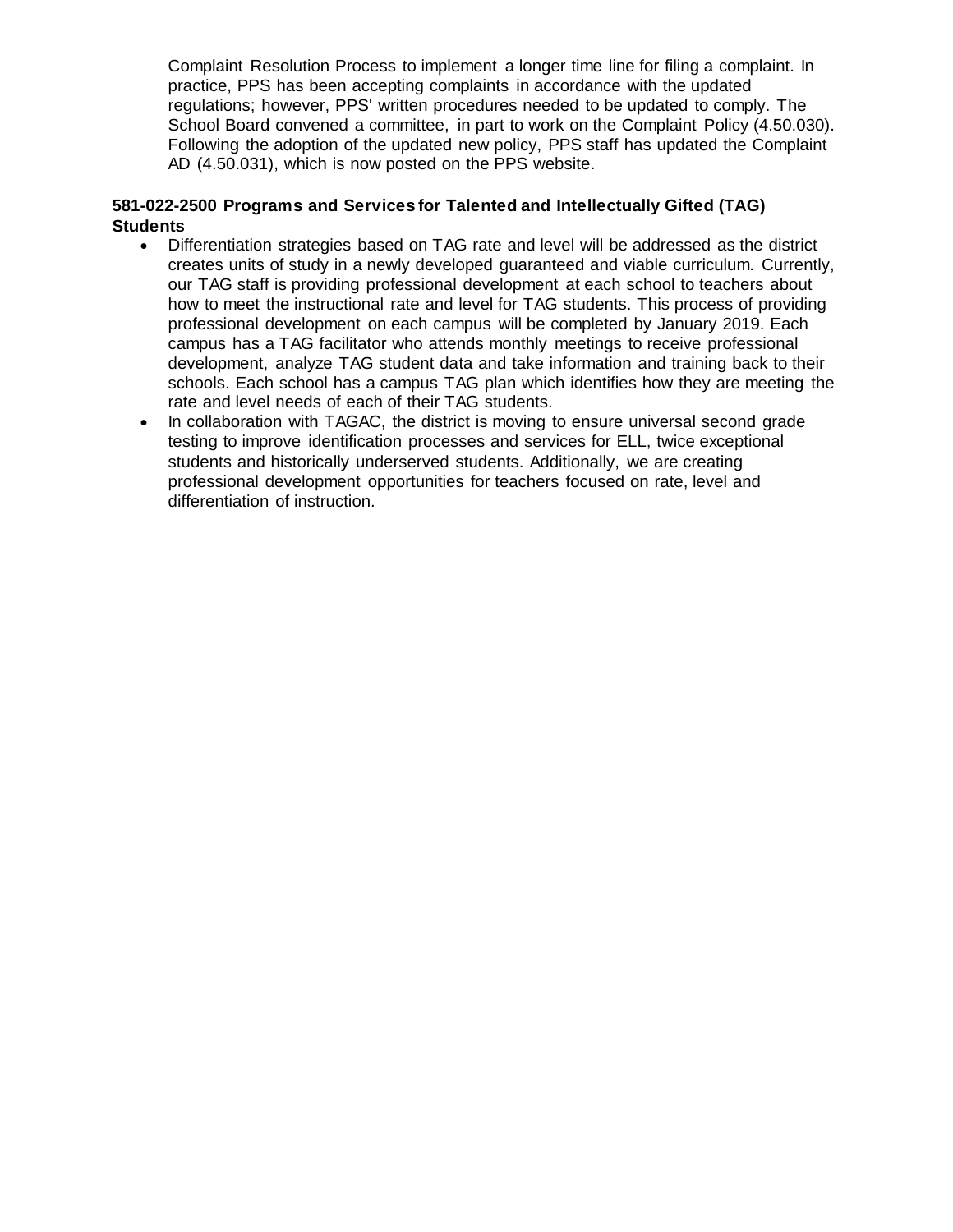Complaint Resolution Process to implement a longer time line for filing a complaint. In practice, PPS has been accepting complaints in accordance with the updated regulations; however, PPS' written procedures needed to be updated to comply. The School Board convened a committee, in part to work on the Complaint Policy (4.50.030). Following the adoption of the updated new policy, PPS staff has updated the Complaint AD (4.50.031), which is now posted on the PPS website.

**581-022-2500 Programs and Services for Talented and Intellectually Gifted (TAG) Students**

- Differentiation strategies based on TAG rate and level will be addressed as the district creates units of study in a newly developed guaranteed and viable curriculum. Currently, our TAG staff is providing professional development at each school to teachers about how to meet the instructional rate and level for TAG students. This process of providing professional development on each campus will be completed by January 2019. Each campus has a TAG facilitator who attends monthly meetings to receive professional development, analyze TAG student data and take information and training back to their schools. Each school has a campus TAG plan which identifies how they are meeting the rate and level needs of each of their TAG students.
- In collaboration with TAGAC, the district is moving to ensure universal second grade testing to improve identification processes and services for ELL, twice exceptional students and historically underserved students. Additionally, we are creating professional development opportunities for teachers focused on rate, level and differentiation of instruction.